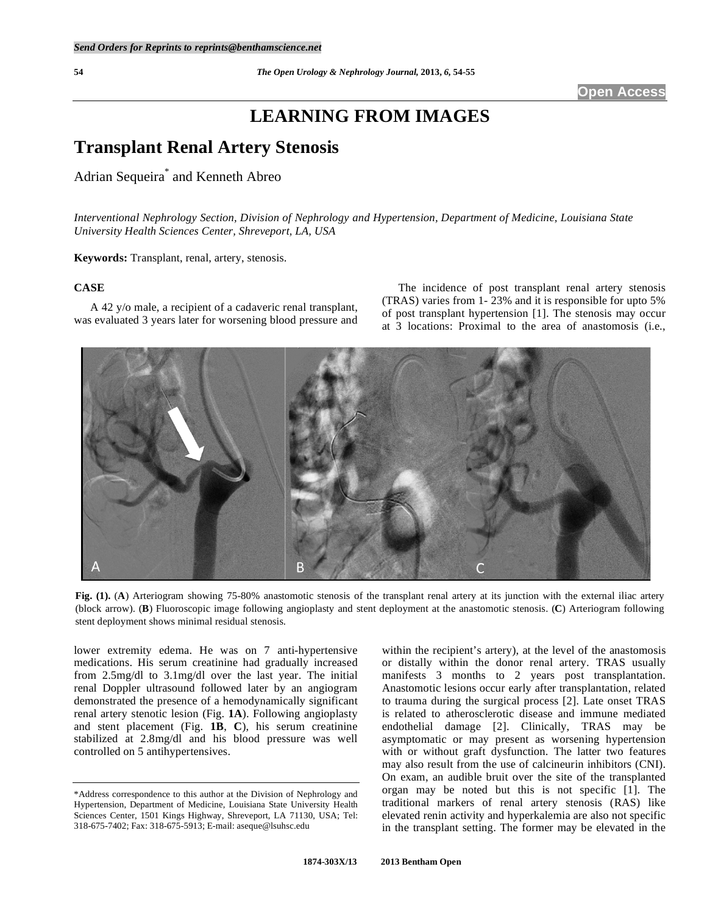Send Orders for Reprints to reprints@benthamscience.net

Open Access

# LEARNING FROM IMAGES

## Transplant Renal Artery Stenosis

Adrian Sequeira* and Kenneth Abreo

*Interventional Nephrology Section, Division of Nephrology and Hypertension, Department of Medicine, Louisiana State University Health Sciences Center, Shreveport, LA, USA*

**Keywords:** Transplant, renal, artery, stenosis.

### CASE

A 42 y/o male, a recipient of a cadaveric renal transplant, was evaluated 3 years later for worsening blood pressure and lower extremity edema. He was on 7 anti-hypertensive medications. His serum creatinine had gradually increased from 2.5mg/dl to 3.1mg/dl over the last year. The initial renal Doppler ultrasound followed later by an angiogram demonstrated the presence of a hemodynamically significant renal artery stenotic lesion (Fig. **1A**). Following angioplasty and stent placement (Fig. **1B**, **C**), his serum creatinine stabilized at 2.8mg/dl and his blood pressure was well controlled on 5 antihypertensives.

**Fig. (1).** (**A**) Arteriogram showing 75-80% anastomotic stenosis of the transplant renal artery at its junction with the external iliac artery (block arrow). (**B**) Fluoroscopic image following angioplasty and stent deployment at the anastomotic stenosis. (**C**) Arteriogram following stent deployment shows minimal residual stenosis.

The incidence of post transplant renal artery stenosis (TRAS) varies from 1- 23% and it is responsible for upto 5% of post transplant hypertension [1]. The stenosis may occur at 3 locations: Proximal to the area of anastomosis (i.e., within the recipient's artery), at the level of the anastomosis or distally within the donor renal artery. TRAS usually manifests 3 months to 2 years post transplantation. Anastomotic lesions occur early after transplantation, related to trauma during the surgical process [2]. Late onset TRAS is related to atherosclerotic disease and immune mediated endothelial damage [2]. Clinically, TRAS may be asymptomatic or may present as worsening hypertension with or without graft dysfunction. The latter two features may also result from the use of calcineurin inhibitors (CNI). On exam, an audible bruit over the site of the transplanted organ may be noted but this is not specific [1]. The traditional markers of renal artery stenosis (RAS) like elevated renin activity and hyperkalemia are also not specific in the transplant setting. The former may be elevated in the

*Address correspondence to this author at the Division of Nephrology and Hypertension, Department of Medicine, Louisiana State University Health Sciences Center, 1501 Kings Highway, Shreveport, LA 71130, USA; Tel: 318-675-7402; Fax: 318-675-5913; E-mail: aseque@lsuhsc.edu

1874-303X/13 2013 Bentham Open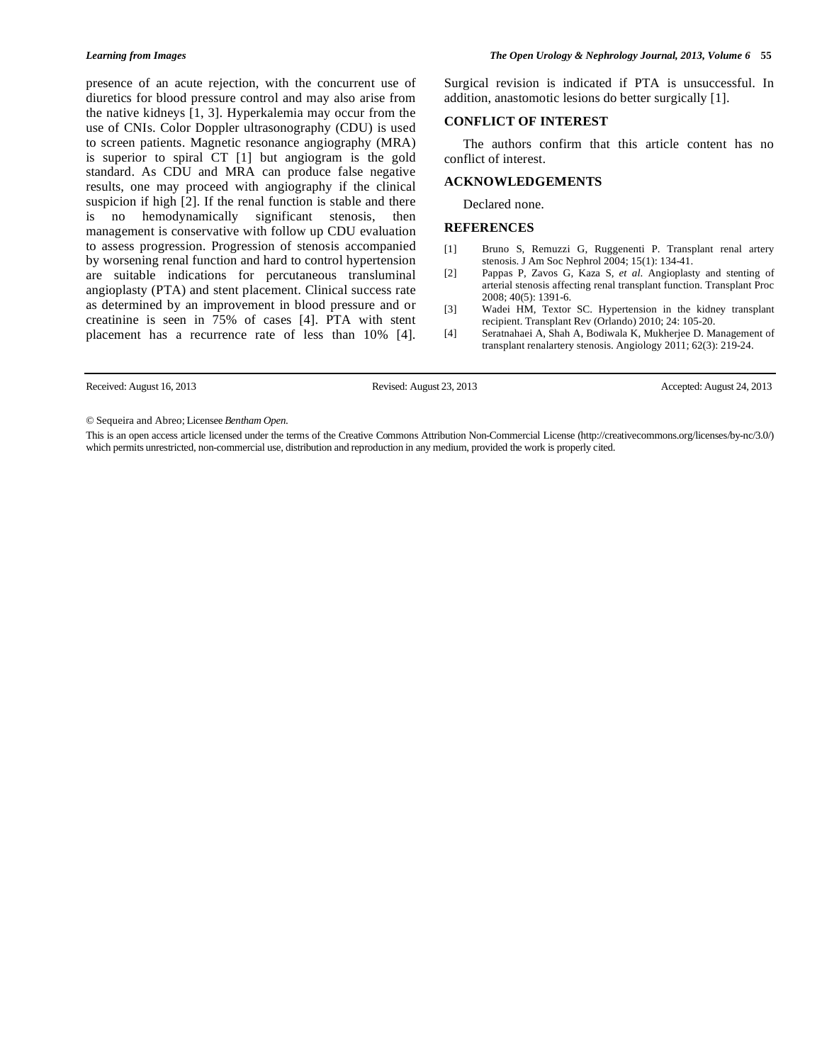presence of an acute rejection, with the concurrent use of diuretics for blood pressure control and may also arise from the native kidneys [1, 3]. Hyperkalemia may occur from the use of CNIs. Color Doppler ultrasonography (CDU) is used to screen patients. Magnetic resonance angiography (MRA) is superior to spiral CT [1] but angiogram is the gold standard. As CDU and MRA can produce false negative results, one may proceed with angiography if the clinical suspicion if high [2]. If the renal function is stable and there is no hemodynamically significant stenosis, then management is conservative with follow up CDU evaluation to assess progression. Progression of stenosis accompanied by worsening renal function and hard to control hypertension are suitable indications for percutaneous transluminal angioplasty (PTA) and stent placement. Clinical success rate as determined by an improvement in blood pressure and or creatinine is seen in 75% of cases [4]. PTA with stent placement has a recurrence rate of less than 10% [4]. Surgical revision is indicated if PTA is unsuccessful. In addition, anastomotic lesions do better surgically [1].

## CONFLICT OF INTEREST

The authors confirm that this article content has no conflict of interest.

## ACKNOWLEDGEMENTS

Declared none.

## REFERENCES

[1] Bruno S, Remuzzi G, Ruggenenti P. Transplant renal artery stenosis. J Am Soc Nephrol 2004; 15(1): 134-41.

[2] Pappas P, Zavos G, Kaza S, *et al*. Angioplasty and stenting of arterial stenosis affecting renal transplant function. Transplant Proc 2008; 40(5): 1391-6.

[3] Wadei HM, Textor SC. Hypertension in the kidney transplant recipient. Transplant Rev (Orlando) 2010; 24: 105-20.

[4] Seratnahaei A, Shah A, Bodiwala K, Mukherjee D. Management of transplant renalartery stenosis. Angiology 2011; 62(3): 219-24.

Received: August 16, 2013 Revised: August 23, 2013 Accepted: August 24, 2013

© Sequeira and Abreo; Licensee *Bentham Open.*

This is an open access article licensed under the terms of the Creative Commons Attribution Non-Commercial License (http://creativecommons.org/licenses/by-nc/3.0/) which permits unrestricted, non-commercial use, distribution and reproduction in any medium, provided the work is properly cited.